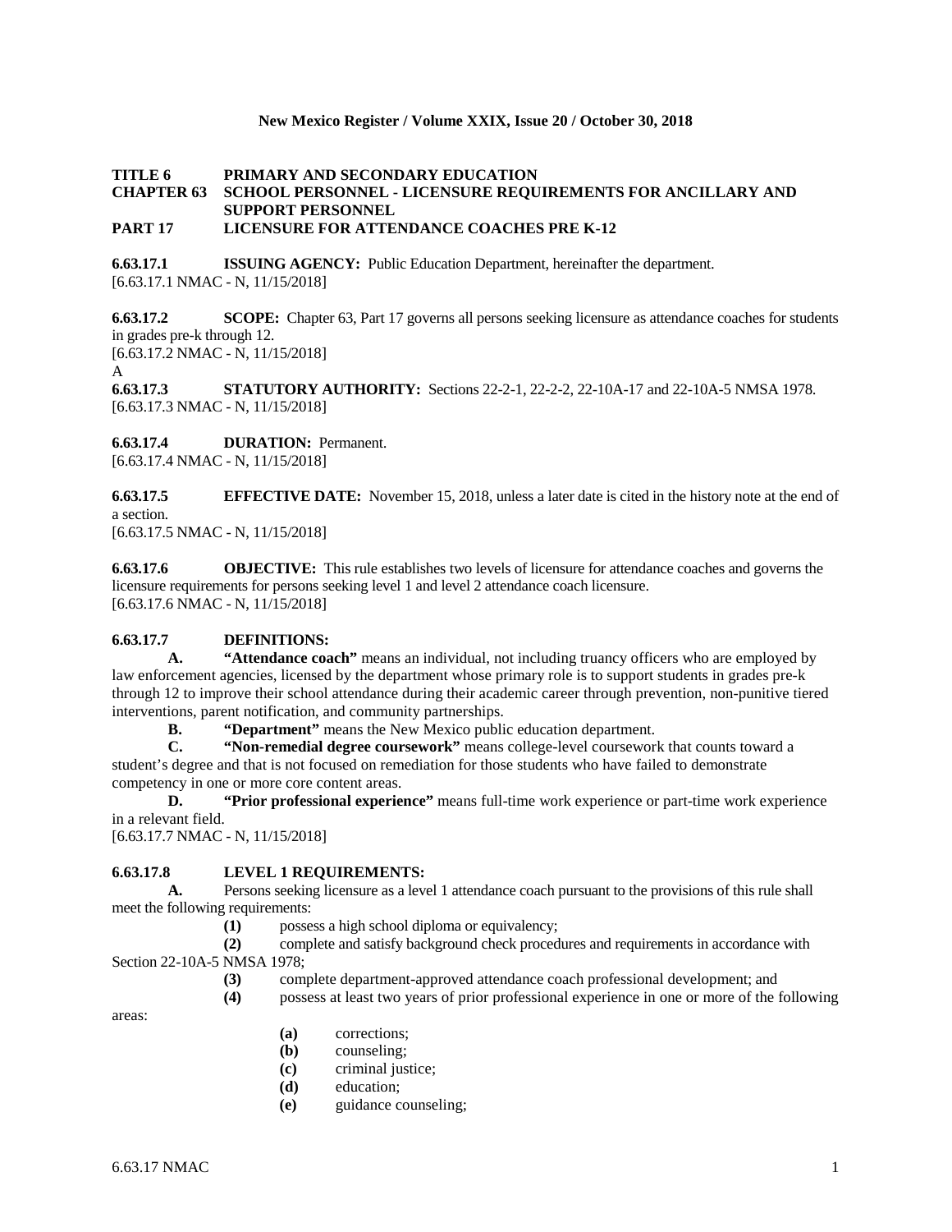**New Mexico Register / Volume XXIX, Issue 20 / October 30, 2018**

**TITLE 6 PRIMARY AND SECONDARY EDUCATION**
**CHAPTER 63 SCHOOL PERSONNEL - LICENSURE REQUIREMENTS FOR ANCILLARY AND SUPPORT PERSONNEL**
**PART 17 LICENSURE FOR ATTENDANCE COACHES PRE K-12**

**6.63.17.1 ISSUING AGENCY:** Public Education Department, hereinafter the department.
[6.63.17.1 NMAC - N, 11/15/2018]

**6.63.17.2 SCOPE:** Chapter 63, Part 17 governs all persons seeking licensure as attendance coaches for students in grades pre-k through 12.
[6.63.17.2 NMAC - N, 11/15/2018]
A
**6.63.17.3 STATUTORY AUTHORITY:** Sections 22-2-1, 22-2-2, 22-10A-17 and 22-10A-5 NMSA 1978.
[6.63.17.3 NMAC - N, 11/15/2018]

**6.63.17.4 DURATION:** Permanent.
[6.63.17.4 NMAC - N, 11/15/2018]

**6.63.17.5 EFFECTIVE DATE:** November 15, 2018, unless a later date is cited in the history note at the end of a section.
[6.63.17.5 NMAC - N, 11/15/2018]

**6.63.17.6 OBJECTIVE:** This rule establishes two levels of licensure for attendance coaches and governs the licensure requirements for persons seeking level 1 and level 2 attendance coach licensure.
[6.63.17.6 NMAC - N, 11/15/2018]

**6.63.17.7 DEFINITIONS:**

**A. "Attendance coach"** means an individual, not including truancy officers who are employed by law enforcement agencies, licensed by the department whose primary role is to support students in grades pre-k through 12 to improve their school attendance during their academic career through prevention, non-punitive tiered interventions, parent notification, and community partnerships.

**B. "Department"** means the New Mexico public education department.

**C. "Non-remedial degree coursework"** means college-level coursework that counts toward a student's degree and that is not focused on remediation for those students who have failed to demonstrate competency in one or more core content areas.

**D. "Prior professional experience"** means full-time work experience or part-time work experience in a relevant field.

[6.63.17.7 NMAC - N, 11/15/2018]

**6.63.17.8 LEVEL 1 REQUIREMENTS:**

**A.** Persons seeking licensure as a level 1 attendance coach pursuant to the provisions of this rule shall meet the following requirements:

**(1)** possess a high school diploma or equivalency;

**(2)** complete and satisfy background check procedures and requirements in accordance with Section 22-10A-5 NMSA 1978;

**(3)** complete department-approved attendance coach professional development; and

**(4)** possess at least two years of prior professional experience in one or more of the following areas:

**(a)** corrections;

**(b)** counseling;

**(c)** criminal justice;

**(d)** education;

**(e)** guidance counseling;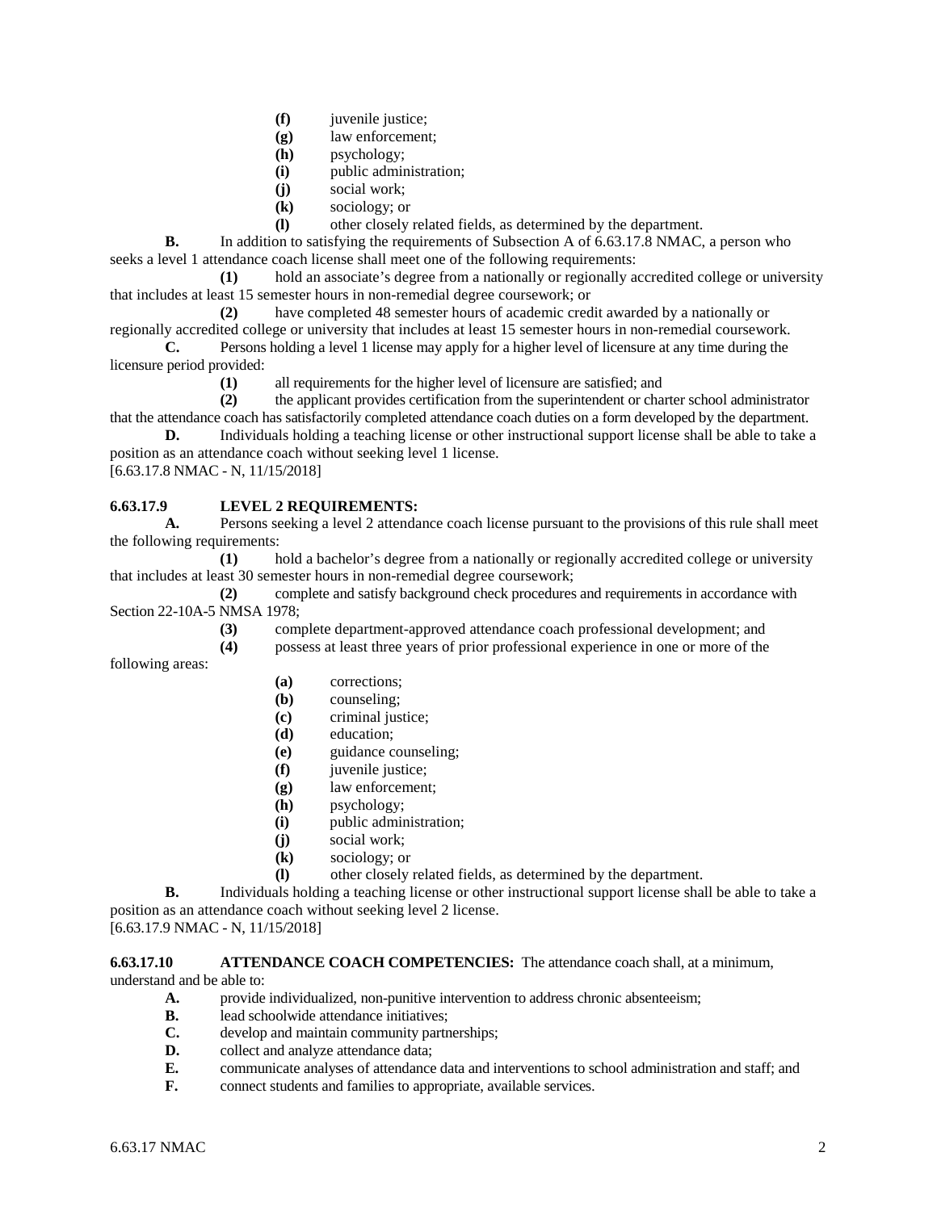**(f)** juvenile justice;
**(g)** law enforcement;
**(h)** psychology;
**(i)** public administration;
**(j)** social work;
**(k)** sociology; or
**(l)** other closely related fields, as determined by the department.

**B.** In addition to satisfying the requirements of Subsection A of 6.63.17.8 NMAC, a person who seeks a level 1 attendance coach license shall meet one of the following requirements:

**(1)** hold an associate's degree from a nationally or regionally accredited college or university that includes at least 15 semester hours in non-remedial degree coursework; or

**(2)** have completed 48 semester hours of academic credit awarded by a nationally or regionally accredited college or university that includes at least 15 semester hours in non-remedial coursework.

**C.** Persons holding a level 1 license may apply for a higher level of licensure at any time during the licensure period provided:

**(1)** all requirements for the higher level of licensure are satisfied; and

**(2)** the applicant provides certification from the superintendent or charter school administrator that the attendance coach has satisfactorily completed attendance coach duties on a form developed by the department.

**D.** Individuals holding a teaching license or other instructional support license shall be able to take a position as an attendance coach without seeking level 1 license.

[6.63.17.8 NMAC - N, 11/15/2018]

**6.63.17.9 LEVEL 2 REQUIREMENTS:**

**A.** Persons seeking a level 2 attendance coach license pursuant to the provisions of this rule shall meet the following requirements:

**(1)** hold a bachelor's degree from a nationally or regionally accredited college or university that includes at least 30 semester hours in non-remedial degree coursework;

**(2)** complete and satisfy background check procedures and requirements in accordance with Section 22-10A-5 NMSA 1978;

**(3)** complete department-approved attendance coach professional development; and

**(4)** possess at least three years of prior professional experience in one or more of the following areas:

**(a)** corrections;
**(b)** counseling;
**(c)** criminal justice;
**(d)** education;
**(e)** guidance counseling;
**(f)** juvenile justice;
**(g)** law enforcement;
**(h)** psychology;
**(i)** public administration;
**(j)** social work;
**(k)** sociology; or
**(l)** other closely related fields, as determined by the department.

**B.** Individuals holding a teaching license or other instructional support license shall be able to take a position as an attendance coach without seeking level 2 license.

[6.63.17.9 NMAC - N, 11/15/2018]

**6.63.17.10 ATTENDANCE COACH COMPETENCIES:** The attendance coach shall, at a minimum, understand and be able to:

**A.** provide individualized, non-punitive intervention to address chronic absenteeism;
**B.** lead schoolwide attendance initiatives;
**C.** develop and maintain community partnerships;
**D.** collect and analyze attendance data;
**E.** communicate analyses of attendance data and interventions to school administration and staff; and
**F.** connect students and families to appropriate, available services.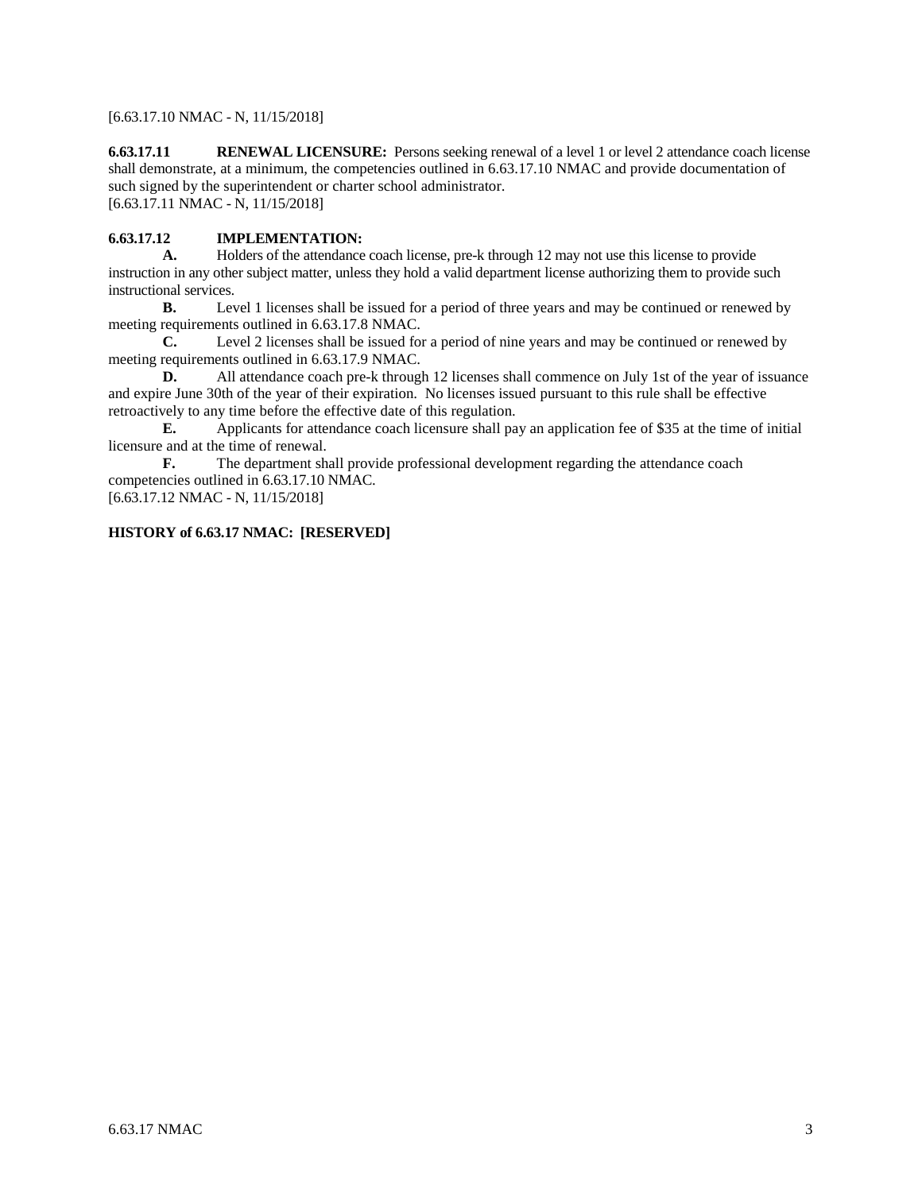[6.63.17.10 NMAC - N, 11/15/2018]

**6.63.17.11 RENEWAL LICENSURE:** Persons seeking renewal of a level 1 or level 2 attendance coach license shall demonstrate, at a minimum, the competencies outlined in 6.63.17.10 NMAC and provide documentation of such signed by the superintendent or charter school administrator.
[6.63.17.11 NMAC - N, 11/15/2018]

**6.63.17.12 IMPLEMENTATION:**

**A.** Holders of the attendance coach license, pre-k through 12 may not use this license to provide instruction in any other subject matter, unless they hold a valid department license authorizing them to provide such instructional services.

**B.** Level 1 licenses shall be issued for a period of three years and may be continued or renewed by meeting requirements outlined in 6.63.17.8 NMAC.

**C.** Level 2 licenses shall be issued for a period of nine years and may be continued or renewed by meeting requirements outlined in 6.63.17.9 NMAC.

**D.** All attendance coach pre-k through 12 licenses shall commence on July 1st of the year of issuance and expire June 30th of the year of their expiration. No licenses issued pursuant to this rule shall be effective retroactively to any time before the effective date of this regulation.

**E.** Applicants for attendance coach licensure shall pay an application fee of $35 at the time of initial licensure and at the time of renewal.

**F.** The department shall provide professional development regarding the attendance coach competencies outlined in 6.63.17.10 NMAC.
[6.63.17.12 NMAC - N, 11/15/2018]

**HISTORY of 6.63.17 NMAC: [RESERVED]**